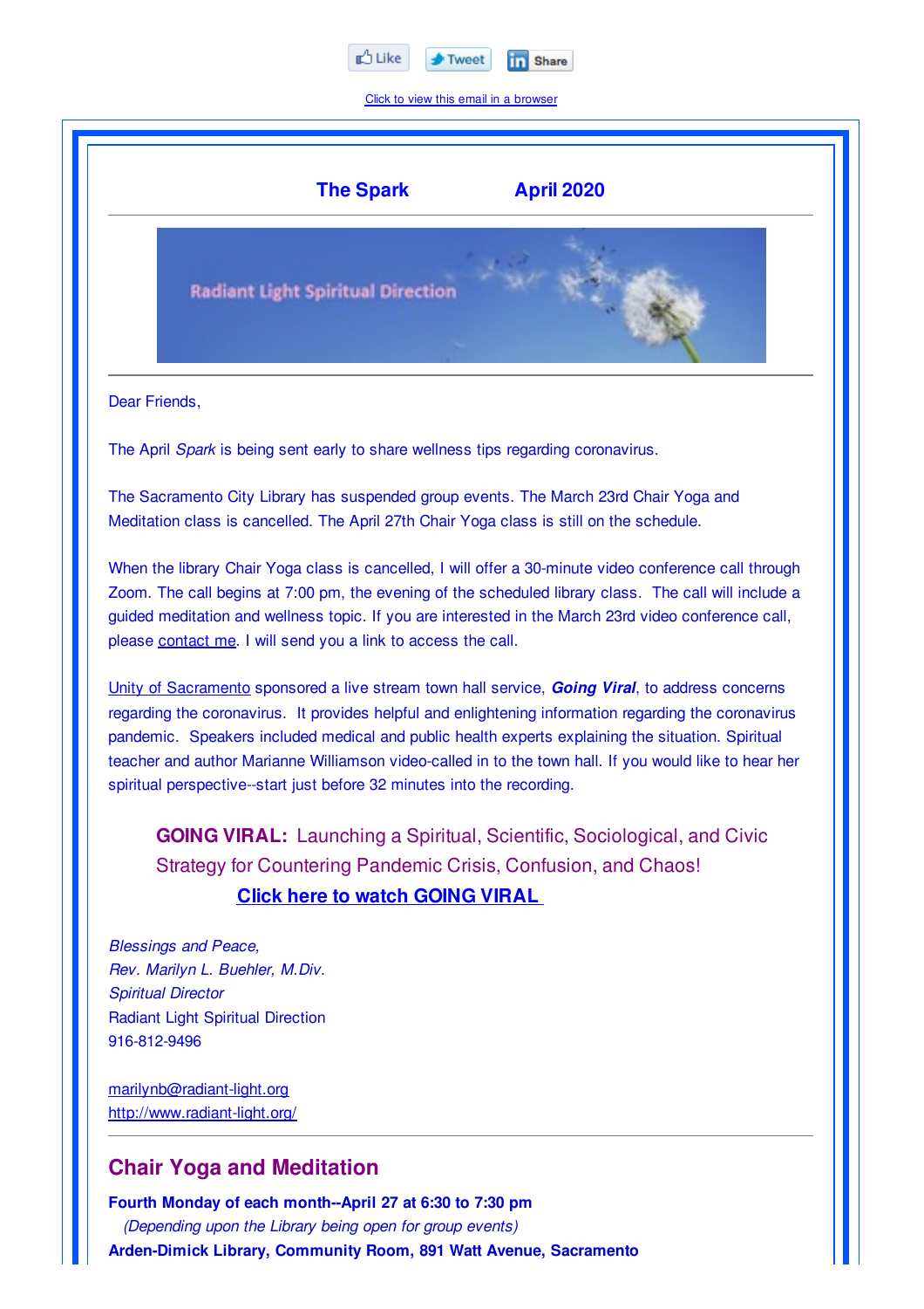Like Tweet Share

Click to view this email in a browser

**The Spark** **April 2020**

Radiant Light Spiritual Direction

Dear Friends,

The April *Spark* is being sent early to share wellness tips regarding coronavirus.

The Sacramento City Library has suspended group events. The March 23rd Chair Yoga and Meditation class is cancelled. The April 27th Chair Yoga class is still on the schedule.

When the library Chair Yoga class is cancelled, I will offer a 30-minute video conference call through Zoom. The call begins at 7:00 pm, the evening of the scheduled library class. The call will include a guided meditation and wellness topic. If you are interested in the March 23rd video conference call, please contact me. I will send you a link to access the call.

Unity of Sacramento sponsored a live stream town hall service, ***Going Viral***, to address concerns regarding the coronavirus. It provides helpful and enlightening information regarding the coronavirus pandemic. Speakers included medical and public health experts explaining the situation. Spiritual teacher and author Marianne Williamson video-called in to the town hall. If you would like to hear her spiritual perspective--start just before 32 minutes into the recording.

> **GOING VIRAL:** Launching a Spiritual, Scientific, Sociological, and Civic Strategy for Countering Pandemic Crisis, Confusion, and Chaos!
>
> **Click here to watch GOING VIRAL**

*Blessings and Peace,*
*Rev. Marilyn L. Buehler, M.Div.*
*Spiritual Director*
Radiant Light Spiritual Direction
916-812-9496

marilynb@radiant-light.org
http://www.radiant-light.org/

## Chair Yoga and Meditation

**Fourth Monday of each month--April 27 at 6:30 to 7:30 pm**
*(Depending upon the Library being open for group events)*
**Arden-Dimick Library, Community Room, 891 Watt Avenue, Sacramento**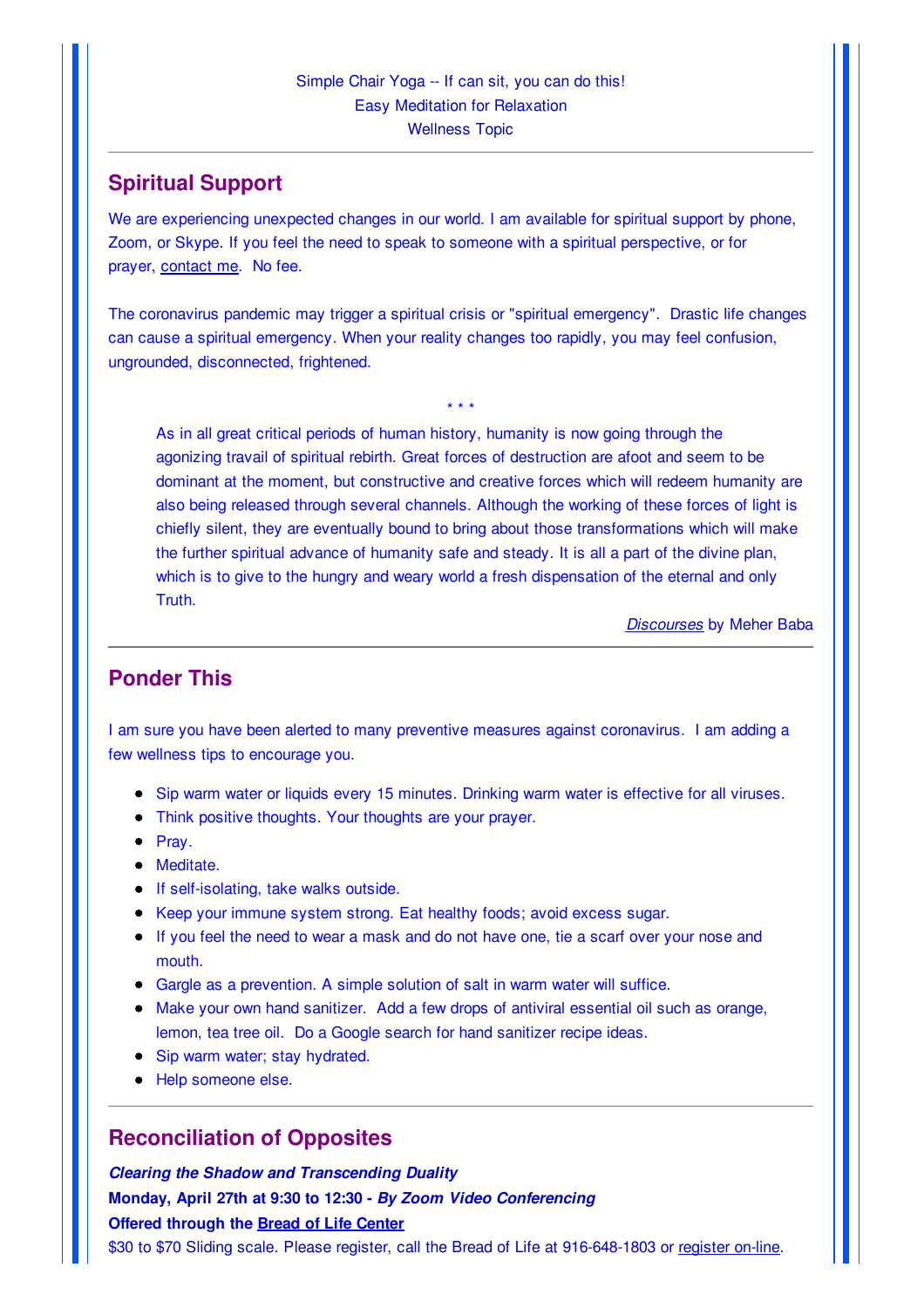Simple Chair Yoga -- If can sit, you can do this!
Easy Meditation for Relaxation
Wellness Topic

---

## Spiritual Support

We are experiencing unexpected changes in our world. I am available for spiritual support by phone, Zoom, or Skype. If you feel the need to speak to someone with a spiritual perspective, or for prayer, contact me. No fee.

The coronavirus pandemic may trigger a spiritual crisis or "spiritual emergency". Drastic life changes can cause a spiritual emergency. When your reality changes too rapidly, you may feel confusion, ungrounded, disconnected, frightened.

\* \* \*

> As in all great critical periods of human history, humanity is now going through the agonizing travail of spiritual rebirth. Great forces of destruction are afoot and seem to be dominant at the moment, but constructive and creative forces which will redeem humanity are also being released through several channels. Although the working of these forces of light is chiefly silent, they are eventually bound to bring about those transformations which will make the further spiritual advance of humanity safe and steady. It is all a part of the divine plan, which is to give to the hungry and weary world a fresh dispensation of the eternal and only Truth.

*Discourses* by Meher Baba

---

## Ponder This

I am sure you have been alerted to many preventive measures against coronavirus. I am adding a few wellness tips to encourage you.

- Sip warm water or liquids every 15 minutes. Drinking warm water is effective for all viruses.
- Think positive thoughts. Your thoughts are your prayer.
- Pray.
- Meditate.
- If self-isolating, take walks outside.
- Keep your immune system strong. Eat healthy foods; avoid excess sugar.
- If you feel the need to wear a mask and do not have one, tie a scarf over your nose and mouth.
- Gargle as a prevention. A simple solution of salt in warm water will suffice.
- Make your own hand sanitizer. Add a few drops of antiviral essential oil such as orange, lemon, tea tree oil. Do a Google search for hand sanitizer recipe ideas.
- Sip warm water; stay hydrated.
- Help someone else.

---

## Reconciliation of Opposites

***Clearing the Shadow and Transcending Duality***
**Monday, April 27th at 9:30 to 12:30 - *By Zoom Video Conferencing***
**Offered through the Bread of Life Center**
$30 to $70 Sliding scale. Please register, call the Bread of Life at 916-648-1803 or register on-line.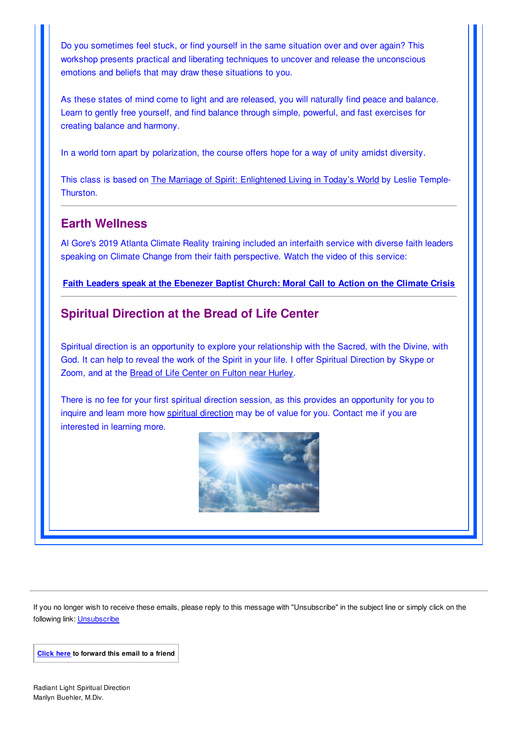Do you sometimes feel stuck, or find yourself in the same situation over and over again? This workshop presents practical and liberating techniques to uncover and release the unconscious emotions and beliefs that may draw these situations to you.

As these states of mind come to light and are released, you will naturally find peace and balance. Learn to gently free yourself, and find balance through simple, powerful, and fast exercises for creating balance and harmony.

In a world torn apart by polarization, the course offers hope for a way of unity amidst diversity.

This class is based on The Marriage of Spirit: Enlightened Living in Today's World by Leslie Temple-Thurston.

---

## Earth Wellness

Al Gore's 2019 Atlanta Climate Reality training included an interfaith service with diverse faith leaders speaking on Climate Change from their faith perspective. Watch the video of this service:

**Faith Leaders speak at the Ebenezer Baptist Church: Moral Call to Action on the Climate Crisis**

---

## Spiritual Direction at the Bread of Life Center

Spiritual direction is an opportunity to explore your relationship with the Sacred, with the Divine, with God. It can help to reveal the work of the Spirit in your life. I offer Spiritual Direction by Skype or Zoom, and at the Bread of Life Center on Fulton near Hurley.

There is no fee for your first spiritual direction session, as this provides an opportunity for you to inquire and learn more how spiritual direction may be of value for you. Contact me if you are interested in learning more.

---

If you no longer wish to receive these emails, please reply to this message with "Unsubscribe" in the subject line or simply click on the following link: Unsubscribe

**Click here to forward this email to a friend**

Radiant Light Spiritual Direction
Marilyn Buehler, M.Div.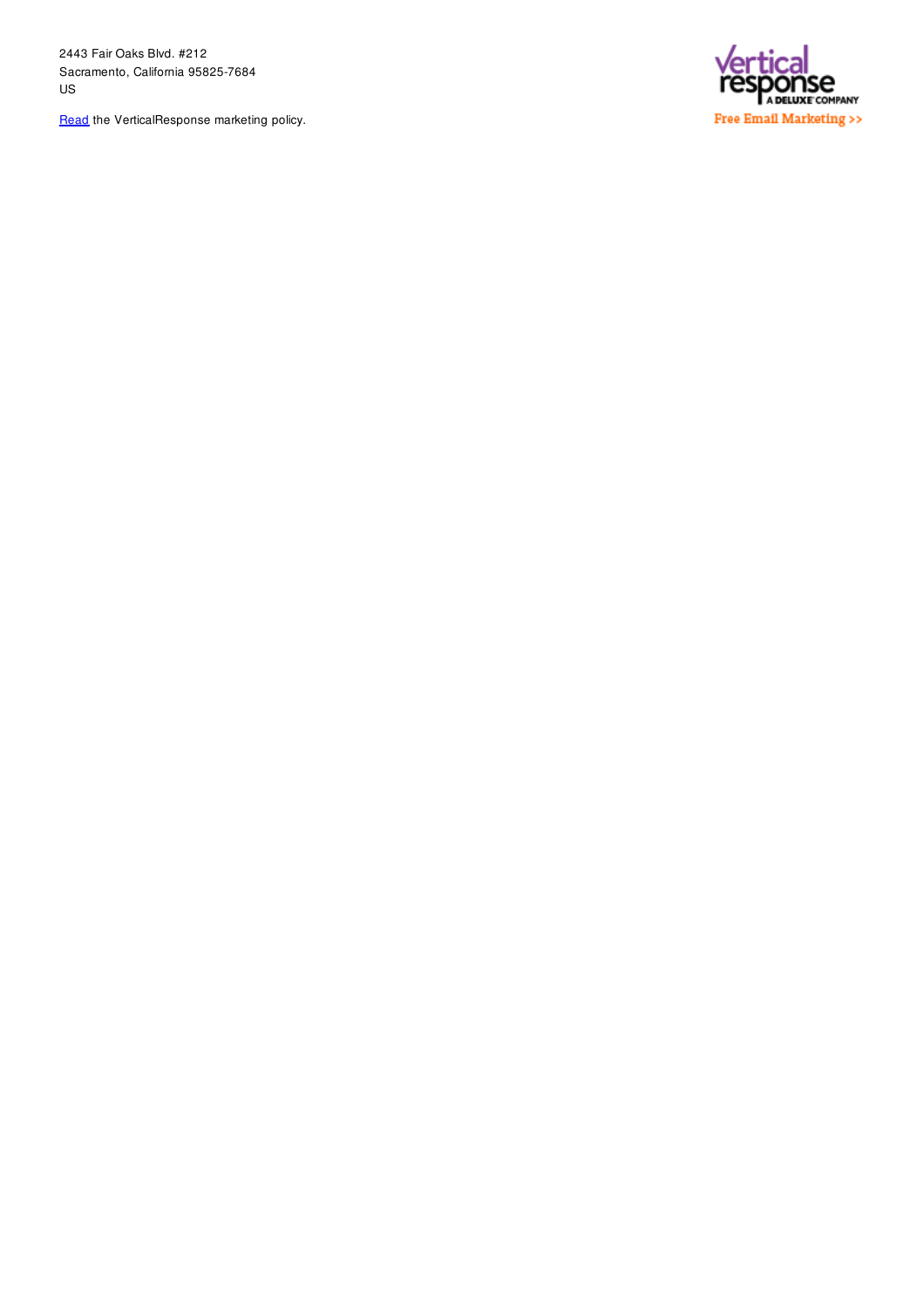2443 Fair Oaks Blvd. #212
Sacramento, California 95825-7684
US

Read the VerticalResponse marketing policy.

Vertical response A DELUXE COMPANY
Free Email Marketing >>